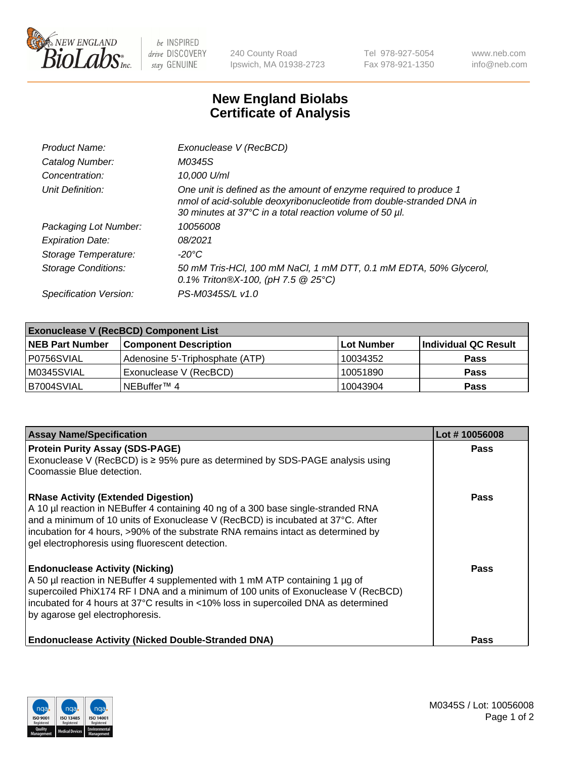# New England Biolabs Certificate of Analysis

| | |
|---|---|
| *Product Name:* | *Exonuclease V (RecBCD)* |
| *Catalog Number:* | *M0345S* |
| *Concentration:* | *10,000 U/ml* |
| *Unit Definition:* | *One unit is defined as the amount of enzyme required to produce 1 nmol of acid-soluble deoxyribonucleotide from double-stranded DNA in 30 minutes at 37°C in a total reaction volume of 50 µl.* |
| *Packaging Lot Number:* | *10056008* |
| *Expiration Date:* | *08/2021* |
| *Storage Temperature:* | *-20°C* |
| *Storage Conditions:* | *50 mM Tris-HCl, 100 mM NaCl, 1 mM DTT, 0.1 mM EDTA, 50% Glycerol, 0.1% Triton®X-100, (pH 7.5 @ 25°C)* |
| *Specification Version:* | *PS-M0345S/L v1.0* |

| **Exonuclease V (RecBCD) Component List** | | | |
|---|---|---|---|
| **NEB Part Number** | **Component Description** | **Lot Number** | **Individual QC Result** |
| P0756SVIAL | Adenosine 5'-Triphosphate (ATP) | 10034352 | **Pass** |
| M0345SVIAL | Exonuclease V (RecBCD) | 10051890 | **Pass** |
| B7004SVIAL | NEBuffer™ 4 | 10043904 | **Pass** |

| **Assay Name/Specification** | **Lot # 10056008** |
|---|---|
| **Protein Purity Assay (SDS-PAGE)**<br>Exonuclease V (RecBCD) is ≥ 95% pure as determined by SDS-PAGE analysis using Coomassie Blue detection. | **Pass** |
| **RNase Activity (Extended Digestion)**<br>A 10 µl reaction in NEBuffer 4 containing 40 ng of a 300 base single-stranded RNA and a minimum of 10 units of Exonuclease V (RecBCD) is incubated at 37°C. After incubation for 4 hours, >90% of the substrate RNA remains intact as determined by gel electrophoresis using fluorescent detection. | **Pass** |
| **Endonuclease Activity (Nicking)**<br>A 50 µl reaction in NEBuffer 4 supplemented with 1 mM ATP containing 1 µg of supercoiled PhiX174 RF I DNA and a minimum of 100 units of Exonuclease V (RecBCD) incubated for 4 hours at 37°C results in <10% loss in supercoiled DNA as determined by agarose gel electrophoresis. | **Pass** |
| **Endonuclease Activity (Nicked Double-Stranded DNA)** | **Pass** |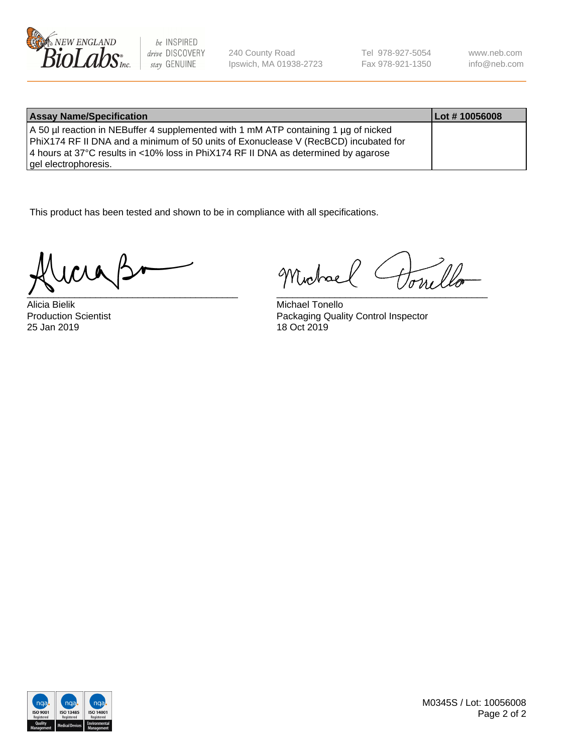240 County Road
Ipswich, MA 01938-2723

Tel 978-927-5054
Fax 978-921-1350

www.neb.com
info@neb.com

| Assay Name/Specification | Lot # 10056008 |
| --- | --- |
| A 50 µl reaction in NEBuffer 4 supplemented with 1 mM ATP containing 1 µg of nicked PhiX174 RF II DNA and a minimum of 50 units of Exonuclease V (RecBCD) incubated for 4 hours at 37°C results in <10% loss in PhiX174 RF II DNA as determined by agarose gel electrophoresis. | |

This product has been tested and shown to be in compliance with all specifications.

Alicia Bielik
Production Scientist
25 Jan 2019

Michael Tonello
Packaging Quality Control Inspector
18 Oct 2019

M0345S / Lot: 10056008